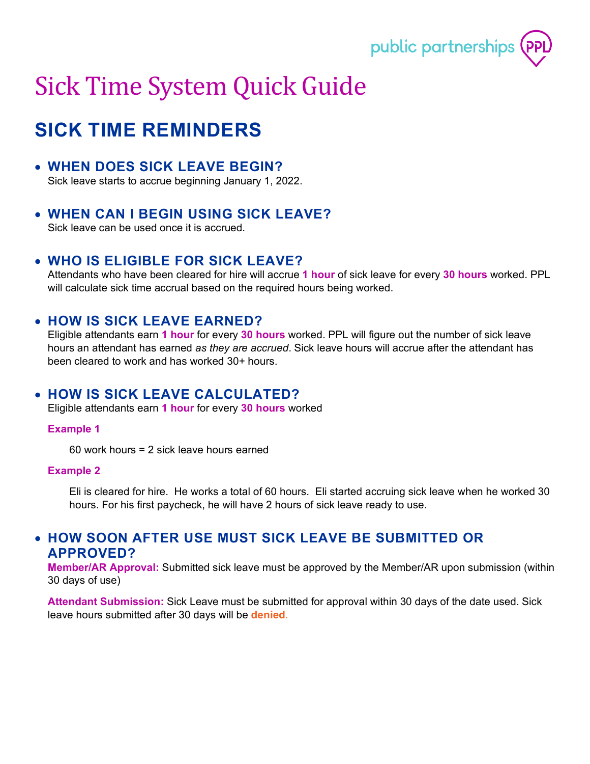public partnerships PPL

# Sick Time System Quick Guide

## SICK TIME REMINDERS

- **WHEN DOES SICK LEAVE BEGIN?**
  Sick leave starts to accrue beginning January 1, 2022.

- **WHEN CAN I BEGIN USING SICK LEAVE?**
  Sick leave can be used once it is accrued.

- **WHO IS ELIGIBLE FOR SICK LEAVE?**
  Attendants who have been cleared for hire will accrue **1 hour** of sick leave for every **30 hours** worked. PPL will calculate sick time accrual based on the required hours being worked.

- **HOW IS SICK LEAVE EARNED?**
  Eligible attendants earn **1 hour** for every **30 hours** worked. PPL will figure out the number of sick leave hours an attendant has earned *as they are accrued*. Sick leave hours will accrue after the attendant has been cleared to work and has worked 30+ hours.

- **HOW IS SICK LEAVE CALCULATED?**
  Eligible attendants earn **1 hour** for every **30 hours** worked

  **Example 1**

  60 work hours = 2 sick leave hours earned

  **Example 2**

  Eli is cleared for hire. He works a total of 60 hours. Eli started accruing sick leave when he worked 30 hours. For his first paycheck, he will have 2 hours of sick leave ready to use.

- **HOW SOON AFTER USE MUST SICK LEAVE BE SUBMITTED OR APPROVED?**

  **Member/AR Approval:** Submitted sick leave must be approved by the Member/AR upon submission (within 30 days of use)

  **Attendant Submission:** Sick Leave must be submitted for approval within 30 days of the date used. Sick leave hours submitted after 30 days will be **denied**.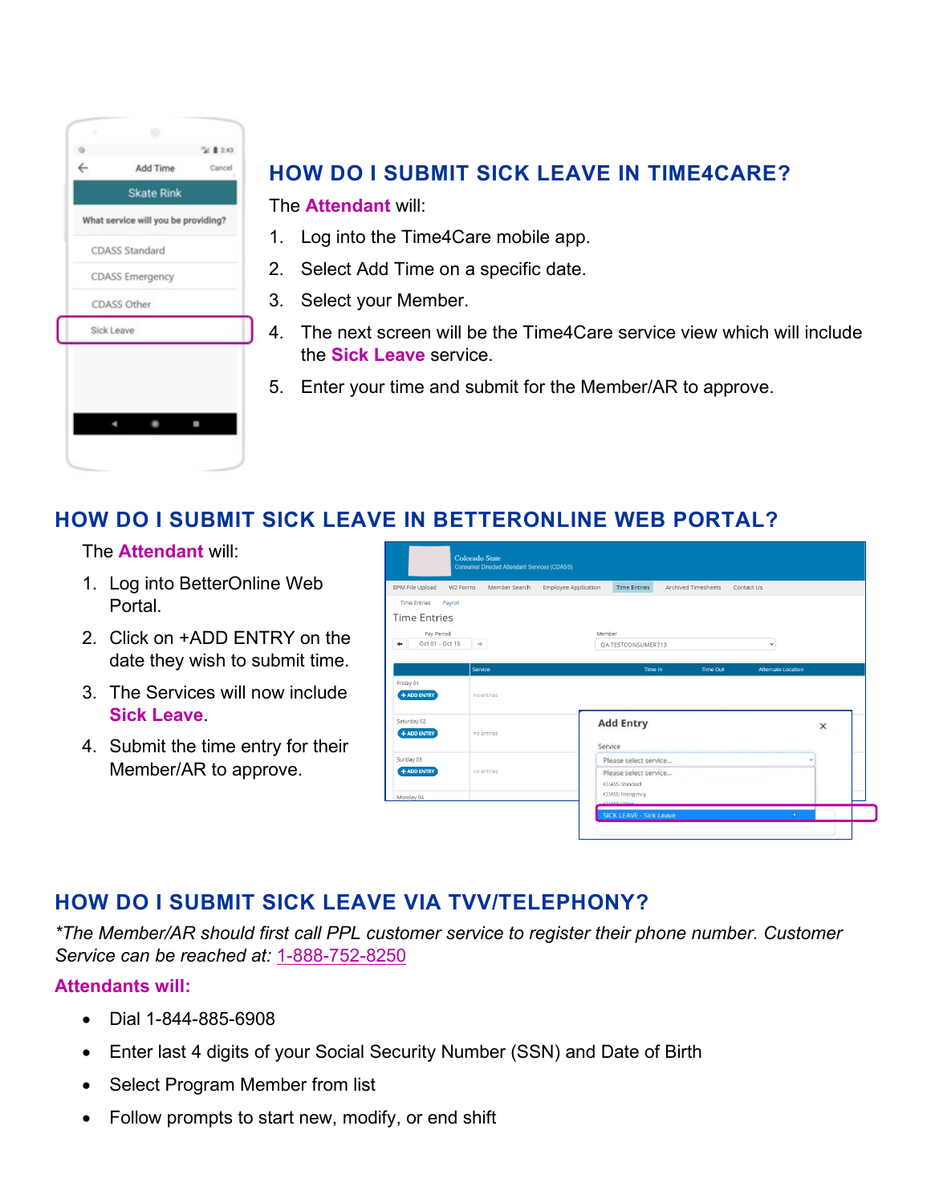## HOW DO I SUBMIT SICK LEAVE IN TIME4CARE?

The **Attendant** will:

1. Log into the Time4Care mobile app.
2. Select Add Time on a specific date.
3. Select your Member.
4. The next screen will be the Time4Care service view which will include the **Sick Leave** service.
5. Enter your time and submit for the Member/AR to approve.

## HOW DO I SUBMIT SICK LEAVE IN BETTERONLINE WEB PORTAL?

The **Attendant** will:

1. Log into BetterOnline Web Portal.
2. Click on +ADD ENTRY on the date they wish to submit time.
3. The Services will now include **Sick Leave**.
4. Submit the time entry for their Member/AR to approve.

## HOW DO I SUBMIT SICK LEAVE VIA TVV/TELEPHONY?

*\*The Member/AR should first call PPL customer service to register their phone number. Customer Service can be reached at:* 1-888-752-8250

**Attendants will:**

- Dial 1-844-885-6908
- Enter last 4 digits of your Social Security Number (SSN) and Date of Birth
- Select Program Member from list
- Follow prompts to start new, modify, or end shift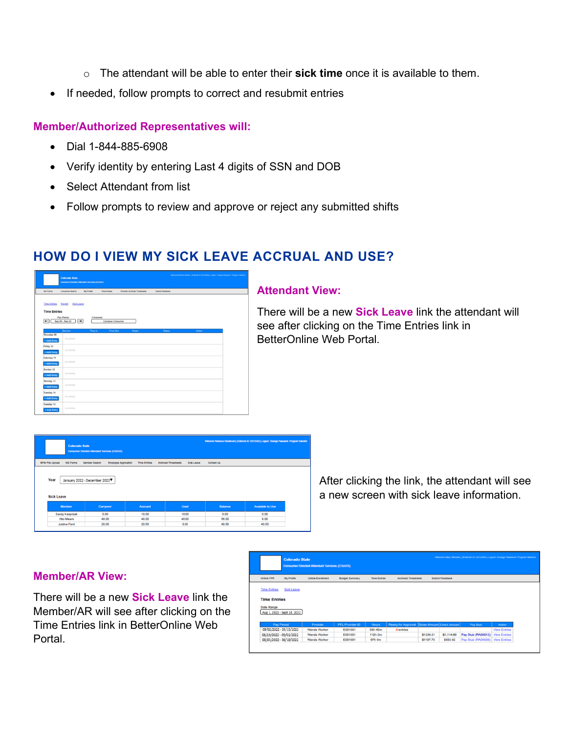- The attendant will be able to enter their **sick time** once it is available to them.

- If needed, follow prompts to correct and resubmit entries

**Member/Authorized Representatives will:**

- Dial 1-844-885-6908
- Verify identity by entering Last 4 digits of SSN and DOB
- Select Attendant from list
- Follow prompts to review and approve or reject any submitted shifts

## HOW DO I VIEW MY SICK LEAVE ACCRUAL AND USE?

### Attendant View:

There will be a new **Sick Leave** link the attendant will see after clicking on the Time Entries link in BetterOnline Web Portal.

After clicking the link, the attendant will see a new screen with sick leave information.

### Member/AR View:

There will be a new **Sick Leave** link the Member/AR will see after clicking on the Time Entries link in BetterOnline Web Portal.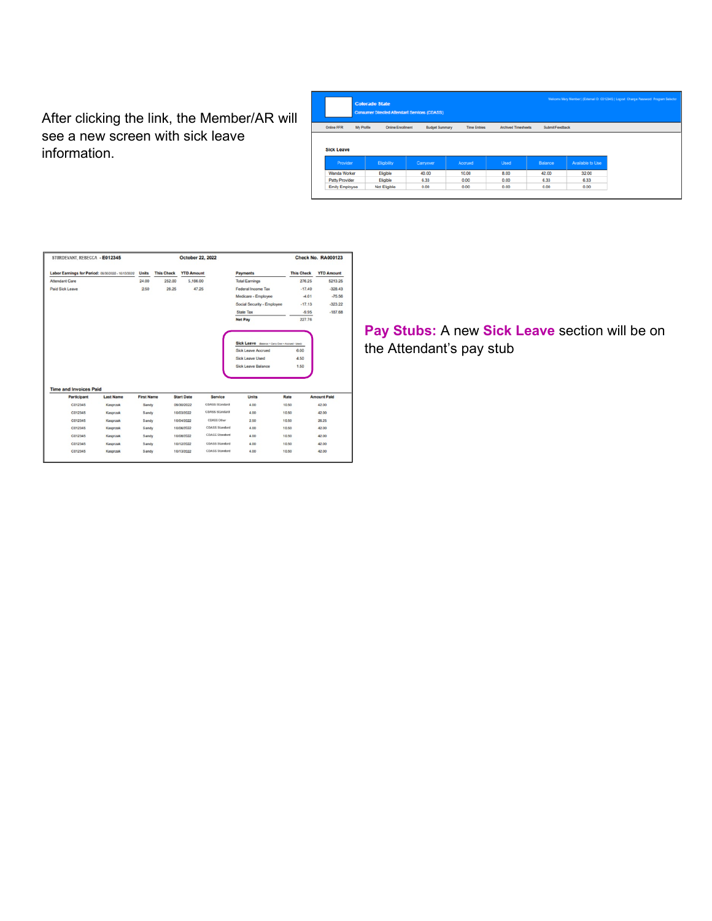After clicking the link, the Member/AR will see a new screen with sick leave information.

Colorado State
Consumer Directed Attendant Services (CDASS)

Welcome Mary Member! (External ID: C012345) | Logout Change Password Program Selector

Online FFR | My Profile | Online Enrollment | Budget Summary | Time Entries | Archived Timesheets | Submit Feedback

**Sick Leave**

| Provider | Eligibility | Carryover | Accrued | Used | Balance | Available to Use |
|---|---|---|---|---|---|---|
| Wanda Worker | Eligible | 40.00 | 10.00 | 8.00 | 42.00 | 32.00 |
| Patty Provider | Eligible | 6.33 | 0.00 | 0.00 | 6.33 | 6.33 |
| Emily Employee | Not Eligible | 0.00 | 0.00 | 0.00 | 0.00 | 0.00 |

STURDEVANT, REBECCA - E012345 October 22, 2022 Check No. RA000123

| Labor Earnings for Period: 09/30/2022 - 10/13/2022 | Units | This Check | YTD Amount |
|---|---|---|---|
| Attendant Care | 24.00 | 252.00 | 5,166.00 |
| Paid Sick Leave | 2.50 | 26.25 | 47.25 |

| Payments | This Check | YTD Amount |
|---|---|---|
| Total Earnings | 276.25 | 5213.25 |
| Federal Income Tax | -17.40 | -328.43 |
| Medicare - Employee | -4.01 | -75.56 |
| Social Security - Employee | -17.13 | -323.22 |
| State Tax | -9.95 | -187.68 |
| Net Pay | 227.76 | |

**Sick Leave** (Balance = Carry Over + Accrued - Used)

| | |
|---|---|
| Sick Leave Accrued | 6.00 |
| Sick Leave Used | 4.50 |
| Sick Leave Balance | 1.50 |

**Time and Invoices Paid**

| Participant | Last Name | First Name | Start Date | Service | Units | Rate | Amount Paid |
|---|---|---|---|---|---|---|---|
| C012345 | Kasprzak | Sandy | 09/30/2022 | CDASS Standard | 4.00 | 10.50 | 42.00 |
| C012345 | Kasprzak | Sandy | 10/03/2022 | CDASS Standard | 4.00 | 10.50 | 42.00 |
| C012345 | Kasprzak | Sandy | 10/04/2022 | CDASS Other | 2.50 | 10.50 | 26.25 |
| C012345 | Kasprzak | Sandy | 10/06/2022 | CDASS Standard | 4.00 | 10.50 | 42.00 |
| C012345 | Kasprzak | Sandy | 10/08/2022 | CDASS Standard | 4.00 | 10.50 | 42.00 |
| C012345 | Kasprzak | Sandy | 10/12/2022 | CDASS Standard | 4.00 | 10.50 | 42.00 |
| C012345 | Kasprzak | Sandy | 10/13/2022 | CDASS Standard | 4.00 | 10.50 | 42.00 |

**Pay Stubs:** A new **Sick Leave** section will be on the Attendant's pay stub